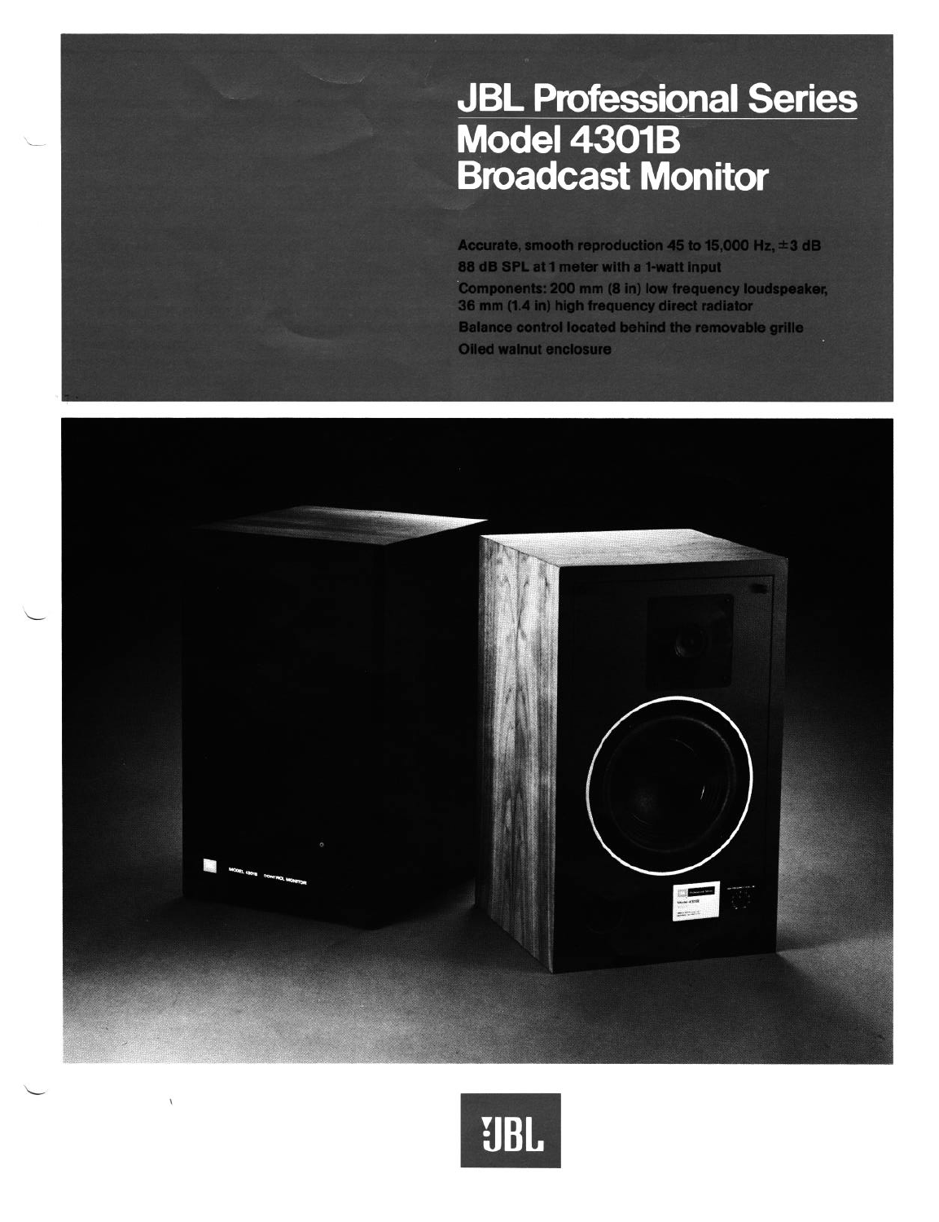# JBL Professional Series
# Model 4301B
# Broadcast Monitor

- Accurate, smooth reproduction 45 to 15,000 Hz, ±3 dB
- 88 dB SPL at 1 meter with a 1-watt input
- Components: 200 mm (8 in) low frequency loudspeaker, 36 mm (1.4 in) high frequency direct radiator
- Balance control located behind the removable grille
- Oiled walnut enclosure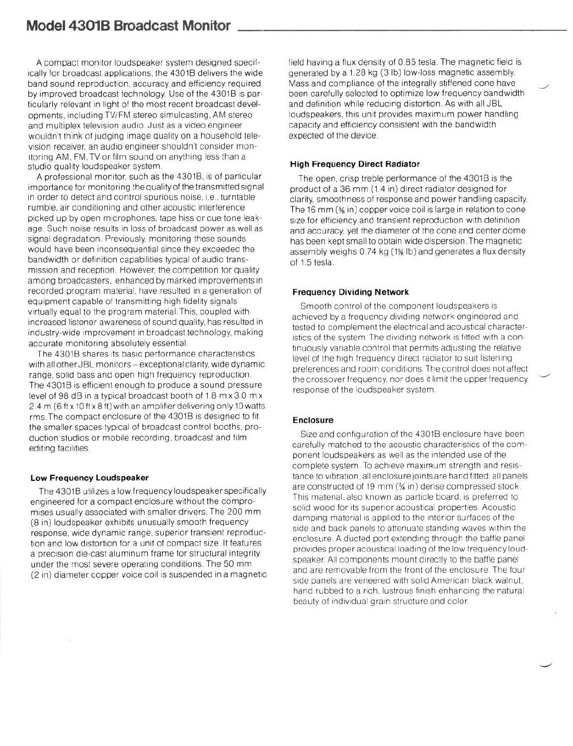# Model 4301B Broadcast Monitor

A compact monitor loudspeaker system designed specifically for broadcast applications, the 4301B delivers the wide band sound reproduction, accuracy and efficiency required by improved broadcast technology. Use of the 4301B is particularly relevant in light of the most recent broadcast developments, including TV/FM stereo simulcasting, AM stereo and multiplex television audio. Just as a video engineer wouldn't think of judging image quality on a household television receiver, an audio engineer shouldn't consider monitoring AM, FM, TV or film sound on anything less than a studio quality loudspeaker system.

A professional monitor, such as the 4301B, is of particular importance for monitoring the quality of the transmitted signal in order to detect and control spurious noise, i.e., turntable rumble, air conditioning and other acoustic interference picked up by open microphones, tape hiss or cue tone leakage. Such noise results in loss of broadcast power as well as signal degradation. Previously, monitoring these sounds would have been inconsequential since they exceeded the bandwidth or definition capabilities typical of audio transmission and reception. However, the competition for quality among broadcasters, enhanced by marked improvements in recorded program material, have resulted in a generation of equipment capable of transmitting high fidelity signals virtually equal to the program material. This, coupled with increased listener awareness of sound quality, has resulted in industry-wide improvement in broadcast technology, making accurate monitoring absolutely essential.

The 4301B shares its basic performance characteristics with all other JBL monitors—exceptional clarity, wide dynamic range, solid bass and open high frequency reproduction. The 4301B is efficient enough to produce a sound pressure level of 98 dB in a typical broadcast booth of 1.8 m x 3.0 m x 2.4 m (6 ft x 10 ft x 8 ft) with an amplifier delivering only 10 watts rms. The compact enclosure of the 4301B is designed to fit the smaller spaces typical of broadcast control booths, production studios or mobile recording, broadcast and film editing facilities.

### Low Frequency Loudspeaker

The 4301B utilizes a low frequency loudspeaker specifically engineered for a compact enclosure without the compromises usually associated with smaller drivers. The 200 mm (8 in) loudspeaker exhibits unusually smooth frequency response, wide dynamic range, superior transient reproduction and low distortion for a unit of compact size. It features a precision die-cast aluminum frame for structural integrity under the most severe operating conditions. The 50 mm (2 in) diameter copper voice coil is suspended in a magnetic field having a flux density of 0.85 tesla. The magnetic field is generated by a 1.28 kg (3 lb) low-loss magnetic assembly. Mass and compliance of the integrally stiffened cone have been carefully selected to optimize low frequency bandwidth and definition while reducing distortion. As with all JBL loudspeakers, this unit provides maximum power handling capacity and efficiency consistent with the bandwidth expected of the device.

### High Frequency Direct Radiator

The open, crisp treble performance of the 4301B is the product of a 36 mm (1.4 in) direct radiator designed for clarity, smoothness of response and power handling capacity. The 16 mm (⅝ in) copper voice coil is large in relation to cone size for efficiency and transient reproduction with definition and accuracy, yet the diameter of the cone and center dome has been kept small to obtain wide dispersion. The magnetic assembly weighs 0.74 kg (1⅝ lb) and generates a flux density of 1.5 tesla.

### Frequency Dividing Network

Smooth control of the component loudspeakers is achieved by a frequency dividing network engineered and tested to complement the electrical and acoustical characteristics of the system. The dividing network is fitted with a continuously variable control that permits adjusting the relative level of the high frequency direct radiator to suit listening preferences and room conditions. The control does not affect the crossover frequency, nor does it limit the upper frequency response of the loudspeaker system.

### Enclosure

Size and configuration of the 4301B enclosure have been carefully matched to the acoustic characteristics of the component loudspeakers as well as the intended use of the complete system. To achieve maximum strength and resistance to vibration, all enclosure joints are hand fitted: all panels are constructed of 19 mm (¾ in) dense compressed stock. This material, also known as particle board, is preferred to solid wood for its superior acoustical properties. Acoustic damping material is applied to the interior surfaces of the side and back panels to attenuate standing waves within the enclosure. A ducted port extending through the baffle panel provides proper acoustical loading of the low frequency loudspeaker. All components mount directly to the baffle panel and are removable from the front of the enclosure. The four side panels are veneered with solid American black walnut, hand rubbed to a rich, lustrous finish enhancing the natural beauty of individual grain structure and color.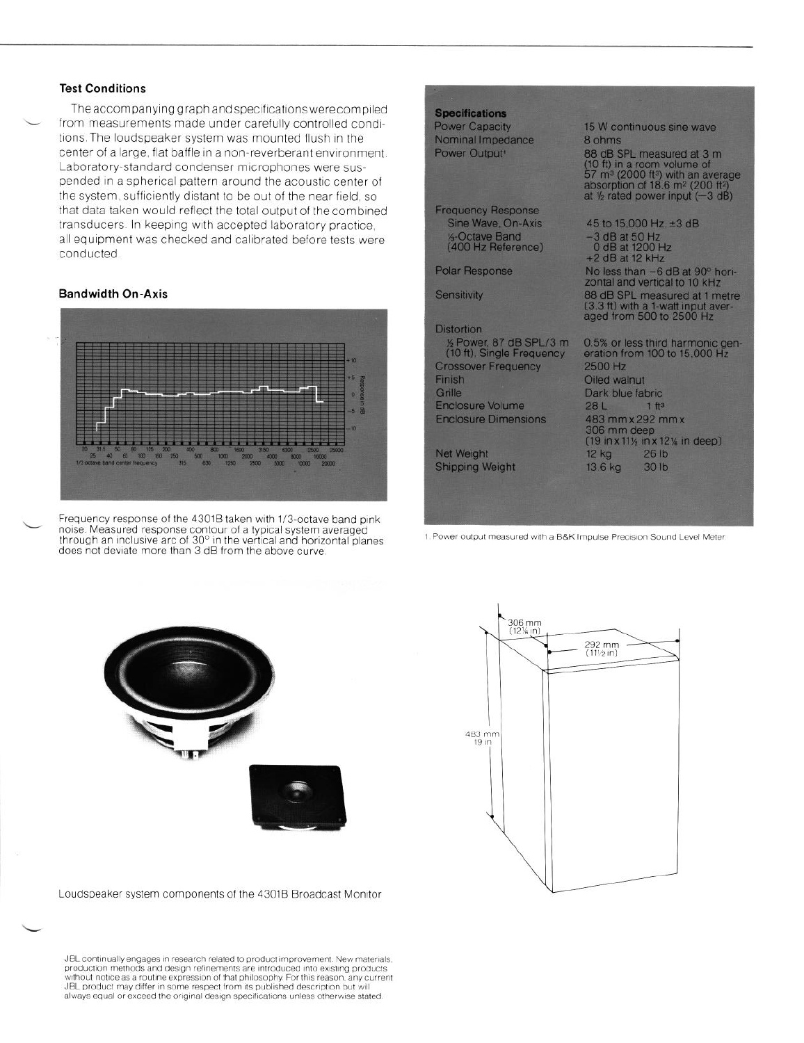### Test Conditions

The accompanying graph and specifications were compiled from measurements made under carefully controlled conditions. The loudspeaker system was mounted flush in the center of a large, flat baffle in a non-reverberant environment. Laboratory-standard condenser microphones were suspended in a spherical pattern around the acoustic center of the system, sufficiently distant to be out of the near field, so that data taken would reflect the total output of the combined transducers. In keeping with accepted laboratory practice, all equipment was checked and calibrated before tests were conducted.

### Bandwidth On-Axis

+10
+5
0
-5
-10
Response in dB

20 31.5 50 80 125 200 315 500 800 1250 2000 3150 5000 8000 12500 20000
25 40 63 100 160 250 400 630 1000 1600 2500 4000 6300 10000 16000 25000
1/3 octave band center frequency

Frequency response of the 4301B taken with 1/3-octave band pink noise. Measured response contour of a typical system averaged through an inclusive arc of 30° in the vertical and horizontal planes does not deviate more than 3 dB from the above curve.

### Specifications

| | |
|---|---|
| Power Capacity | 15 W continuous sine wave |
| Nominal Impedance | 8 ohms |
| Power Output[1] | 88 dB SPL measured at 3 m (10 ft) in a room volume of 57 m³ (2000 ft³) with an average absorption of 18.6 m² (200 ft²) at ½ rated power input (−3 dB) |
| Frequency Response | |
| Sine Wave, On-Axis | 45 to 15,000 Hz, ±3 dB |
| ⅓-Octave Band (400 Hz Reference) | −3 dB at 50 Hz<br>0 dB at 1200 Hz<br>+2 dB at 12 kHz |
| Polar Response | No less than −6 dB at 90° horizontal and vertical to 10 kHz |
| Sensitivity | 88 dB SPL measured at 1 metre (3.3 ft) with a 1-watt input averaged from 500 to 2500 Hz |
| Distortion | |
| ½ Power, 87 dB SPL/3 m (10 ft), Single Frequency | 0.5% or less third harmonic generation from 100 to 15,000 Hz |
| Crossover Frequency | 2500 Hz |
| Finish | Oiled walnut |
| Grille | Dark blue fabric |
| Enclosure Volume | 28 L 1 ft³ |
| Enclosure Dimensions | 483 mm x 292 mm x 306 mm deep (19 in x 11½ in x 12⅛ in deep) |
| Net Weight | 12 kg 26 lb |
| Shipping Weight | 13.6 kg 30 lb |

1. Power output measured with a B&K Impulse Precision Sound Level Meter

Loudspeaker system components of the 4301B Broadcast Monitor

306 mm (12⅛ in)
292 mm (11½ in)
483 mm 19 in

JBL continually engages in research related to product improvement. New materials, production methods and design refinements are introduced into existing products without notice as a routine expression of that philosophy. For this reason, any current JBL product may differ in some respect from its published description but will always equal or exceed the original design specifications unless otherwise stated.